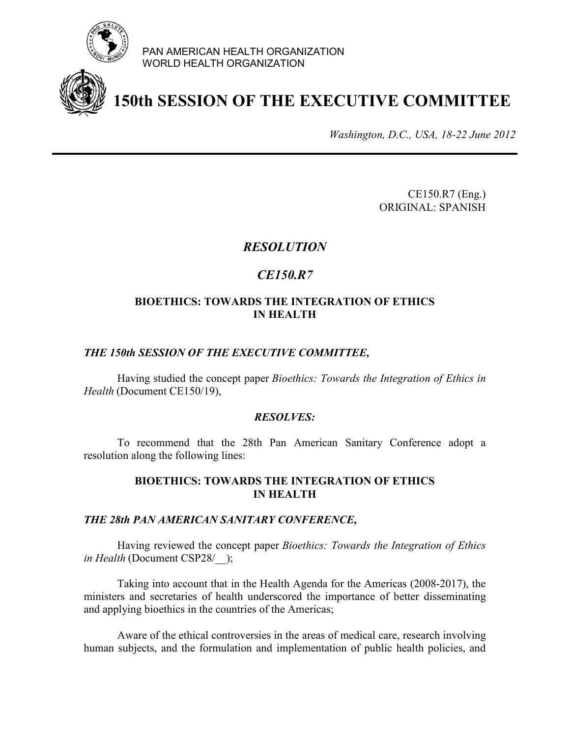PAN AMERICAN HEALTH ORGANIZATION
WORLD HEALTH ORGANIZATION

# 150th SESSION OF THE EXECUTIVE COMMITTEE

*Washington, D.C., USA, 18-22 June 2012*

CE150.R7 (Eng.)
ORIGINAL: SPANISH

## *RESOLUTION*

## *CE150.R7*

### BIOETHICS: TOWARDS THE INTEGRATION OF ETHICS IN HEALTH

***THE 150th SESSION OF THE EXECUTIVE COMMITTEE,***

Having studied the concept paper *Bioethics: Towards the Integration of Ethics in Health* (Document CE150/19),

***RESOLVES:***

To recommend that the 28th Pan American Sanitary Conference adopt a resolution along the following lines:

### BIOETHICS: TOWARDS THE INTEGRATION OF ETHICS IN HEALTH

***THE 28th PAN AMERICAN SANITARY CONFERENCE,***

Having reviewed the concept paper *Bioethics: Towards the Integration of Ethics in Health* (Document CSP28/__);

Taking into account that in the Health Agenda for the Americas (2008-2017), the ministers and secretaries of health underscored the importance of better disseminating and applying bioethics in the countries of the Americas;

Aware of the ethical controversies in the areas of medical care, research involving human subjects, and the formulation and implementation of public health policies, and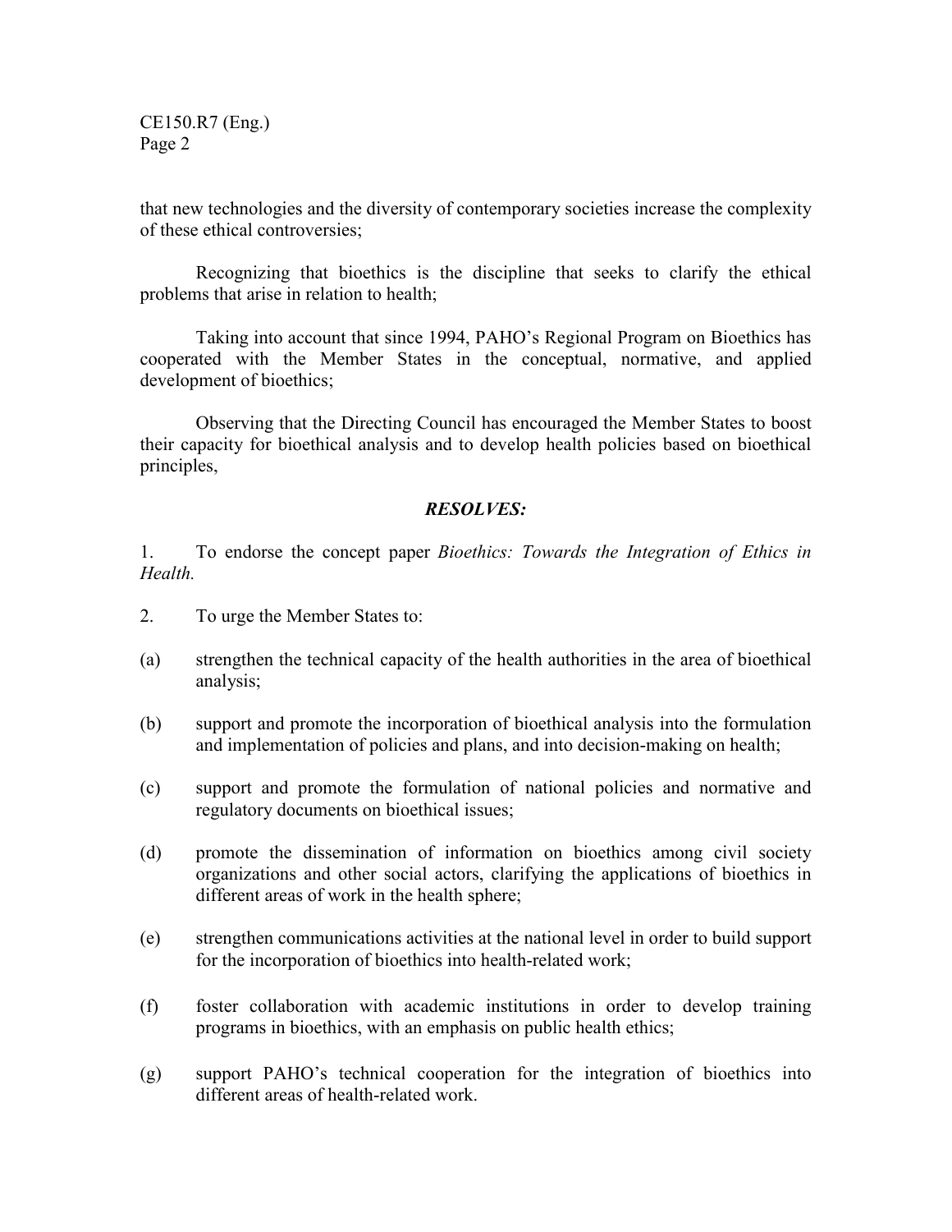that new technologies and the diversity of contemporary societies increase the complexity of these ethical controversies;

Recognizing that bioethics is the discipline that seeks to clarify the ethical problems that arise in relation to health;

Taking into account that since 1994, PAHO's Regional Program on Bioethics has cooperated with the Member States in the conceptual, normative, and applied development of bioethics;

Observing that the Directing Council has encouraged the Member States to boost their capacity for bioethical analysis and to develop health policies based on bioethical principles,

***RESOLVES:***

1. To endorse the concept paper *Bioethics: Towards the Integration of Ethics in Health.*

2. To urge the Member States to:

(a) strengthen the technical capacity of the health authorities in the area of bioethical analysis;

(b) support and promote the incorporation of bioethical analysis into the formulation and implementation of policies and plans, and into decision-making on health;

(c) support and promote the formulation of national policies and normative and regulatory documents on bioethical issues;

(d) promote the dissemination of information on bioethics among civil society organizations and other social actors, clarifying the applications of bioethics in different areas of work in the health sphere;

(e) strengthen communications activities at the national level in order to build support for the incorporation of bioethics into health-related work;

(f) foster collaboration with academic institutions in order to develop training programs in bioethics, with an emphasis on public health ethics;

(g) support PAHO's technical cooperation for the integration of bioethics into different areas of health-related work.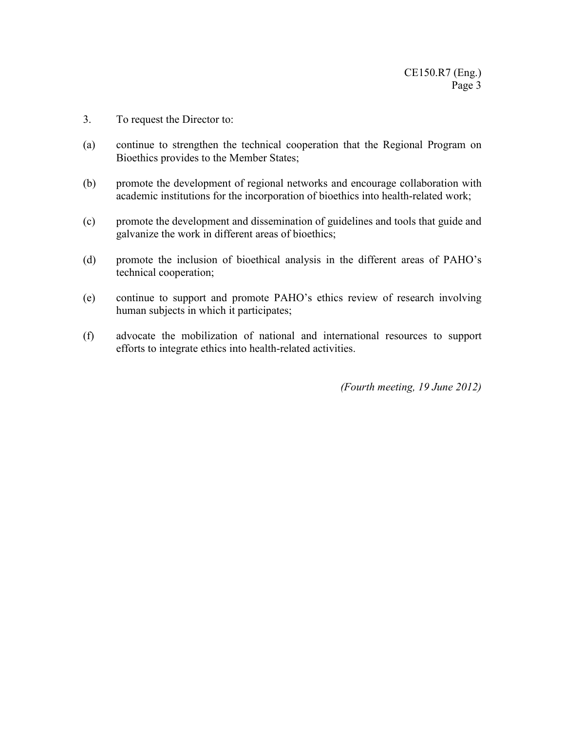3. To request the Director to:

(a) continue to strengthen the technical cooperation that the Regional Program on Bioethics provides to the Member States;

(b) promote the development of regional networks and encourage collaboration with academic institutions for the incorporation of bioethics into health-related work;

(c) promote the development and dissemination of guidelines and tools that guide and galvanize the work in different areas of bioethics;

(d) promote the inclusion of bioethical analysis in the different areas of PAHO's technical cooperation;

(e) continue to support and promote PAHO's ethics review of research involving human subjects in which it participates;

(f) advocate the mobilization of national and international resources to support efforts to integrate ethics into health-related activities.

*(Fourth meeting, 19 June 2012)*